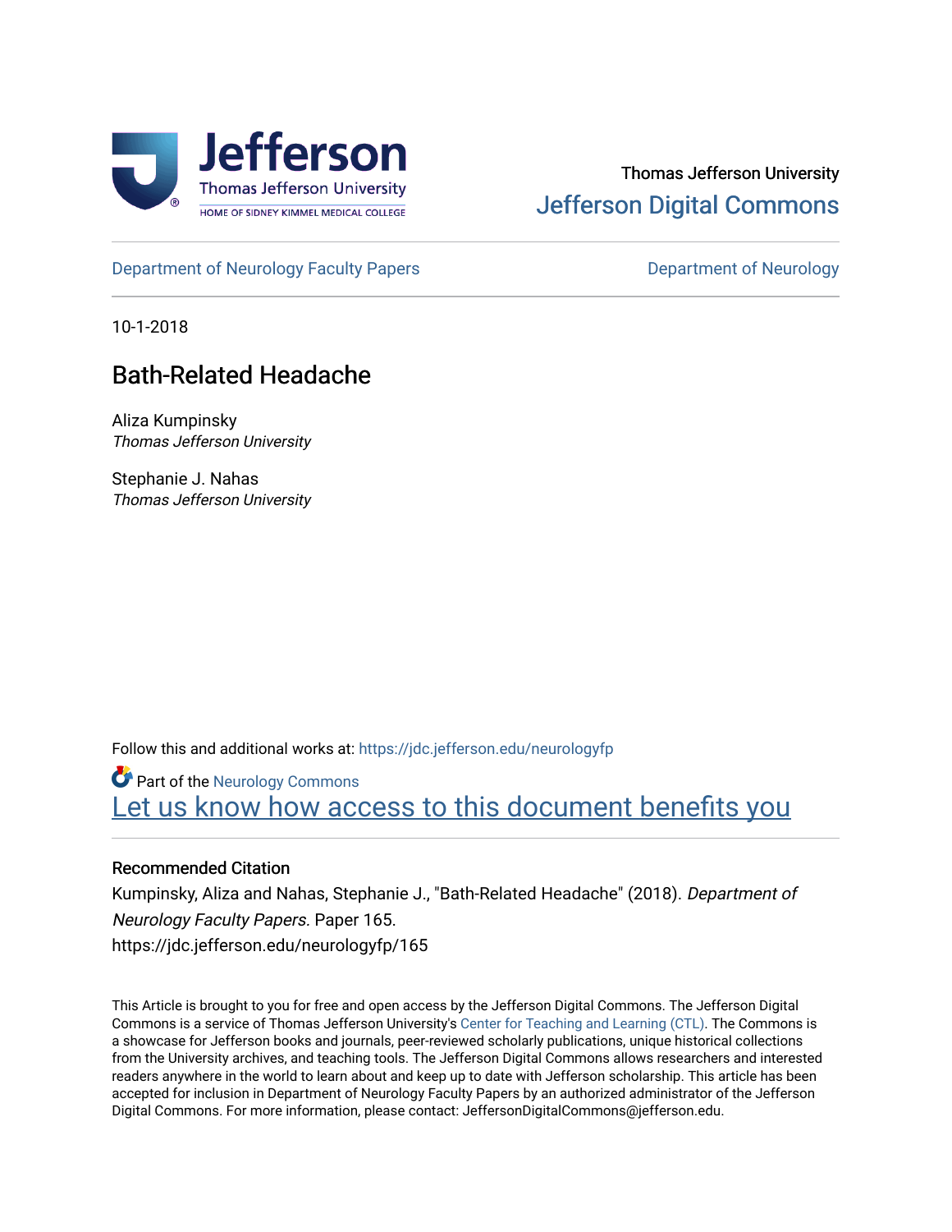Thomas Jefferson University

Jefferson Digital Commons

Department of Neurology Faculty Papers

Department of Neurology

10-1-2018

# Bath-Related Headache

Aliza Kumpinsky
*Thomas Jefferson University*

Stephanie J. Nahas
*Thomas Jefferson University*

Follow this and additional works at: https://jdc.jefferson.edu/neurologyfp

Part of the Neurology Commons

Let us know how access to this document benefits you

### Recommended Citation

Kumpinsky, Aliza and Nahas, Stephanie J., "Bath-Related Headache" (2018). *Department of Neurology Faculty Papers.* Paper 165.
https://jdc.jefferson.edu/neurologyfp/165

This Article is brought to you for free and open access by the Jefferson Digital Commons. The Jefferson Digital Commons is a service of Thomas Jefferson University's Center for Teaching and Learning (CTL). The Commons is a showcase for Jefferson books and journals, peer-reviewed scholarly publications, unique historical collections from the University archives, and teaching tools. The Jefferson Digital Commons allows researchers and interested readers anywhere in the world to learn about and keep up to date with Jefferson scholarship. This article has been accepted for inclusion in Department of Neurology Faculty Papers by an authorized administrator of the Jefferson Digital Commons. For more information, please contact: JeffersonDigitalCommons@jefferson.edu.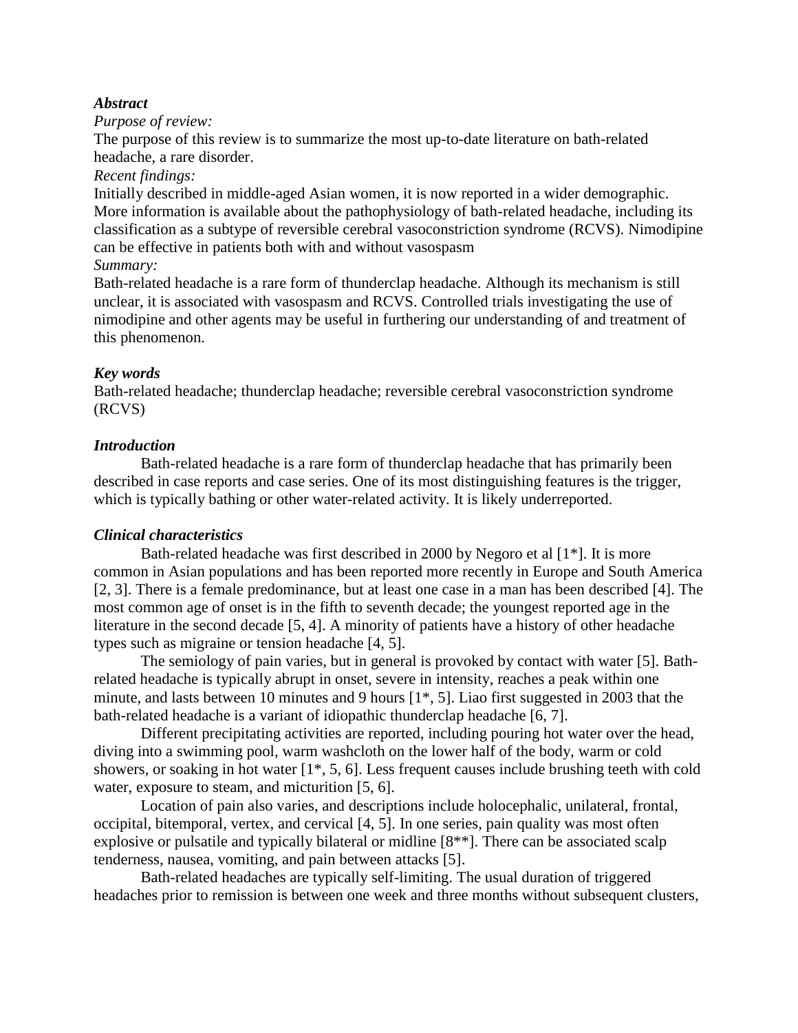***Abstract***

*Purpose of review:*

The purpose of this review is to summarize the most up-to-date literature on bath-related headache, a rare disorder.

*Recent findings:*

Initially described in middle-aged Asian women, it is now reported in a wider demographic. More information is available about the pathophysiology of bath-related headache, including its classification as a subtype of reversible cerebral vasoconstriction syndrome (RCVS). Nimodipine can be effective in patients both with and without vasospasm

*Summary:*

Bath-related headache is a rare form of thunderclap headache. Although its mechanism is still unclear, it is associated with vasospasm and RCVS. Controlled trials investigating the use of nimodipine and other agents may be useful in furthering our understanding of and treatment of this phenomenon.

***Key words***

Bath-related headache; thunderclap headache; reversible cerebral vasoconstriction syndrome (RCVS)

***Introduction***

Bath-related headache is a rare form of thunderclap headache that has primarily been described in case reports and case series. One of its most distinguishing features is the trigger, which is typically bathing or other water-related activity. It is likely underreported.

***Clinical characteristics***

Bath-related headache was first described in 2000 by Negoro et al [1*]. It is more common in Asian populations and has been reported more recently in Europe and South America [2, 3]. There is a female predominance, but at least one case in a man has been described [4]. The most common age of onset is in the fifth to seventh decade; the youngest reported age in the literature in the second decade [5, 4]. A minority of patients have a history of other headache types such as migraine or tension headache [4, 5].

The semiology of pain varies, but in general is provoked by contact with water [5]. Bath-related headache is typically abrupt in onset, severe in intensity, reaches a peak within one minute, and lasts between 10 minutes and 9 hours [1*, 5]. Liao first suggested in 2003 that the bath-related headache is a variant of idiopathic thunderclap headache [6, 7].

Different precipitating activities are reported, including pouring hot water over the head, diving into a swimming pool, warm washcloth on the lower half of the body, warm or cold showers, or soaking in hot water [1*, 5, 6]. Less frequent causes include brushing teeth with cold water, exposure to steam, and micturition [5, 6].

Location of pain also varies, and descriptions include holocephalic, unilateral, frontal, occipital, bitemporal, vertex, and cervical [4, 5]. In one series, pain quality was most often explosive or pulsatile and typically bilateral or midline [8**]. There can be associated scalp tenderness, nausea, vomiting, and pain between attacks [5].

Bath-related headaches are typically self-limiting. The usual duration of triggered headaches prior to remission is between one week and three months without subsequent clusters,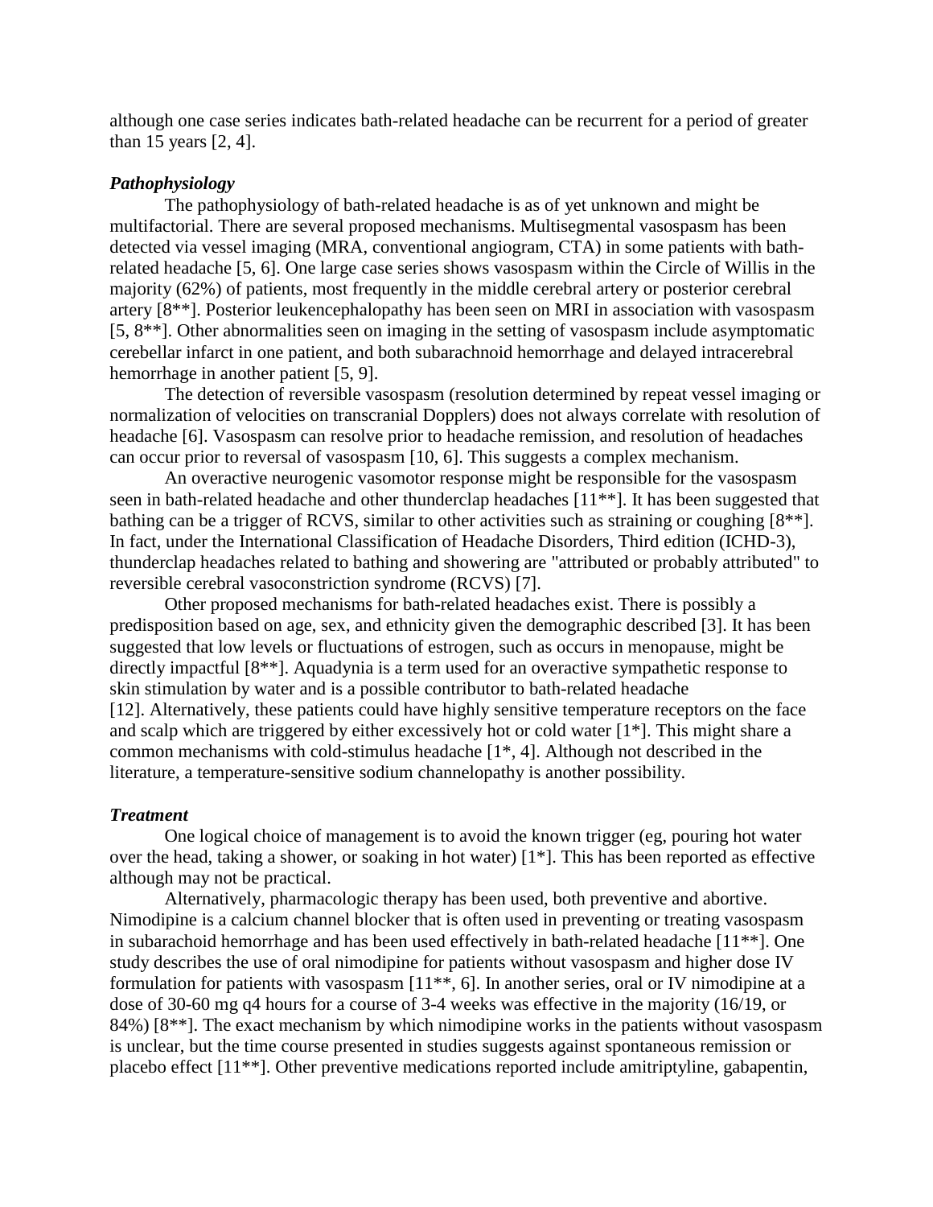although one case series indicates bath-related headache can be recurrent for a period of greater than 15 years [2, 4].

### *Pathophysiology*

The pathophysiology of bath-related headache is as of yet unknown and might be multifactorial. There are several proposed mechanisms. Multisegmental vasospasm has been detected via vessel imaging (MRA, conventional angiogram, CTA) in some patients with bath-related headache [5, 6]. One large case series shows vasospasm within the Circle of Willis in the majority (62%) of patients, most frequently in the middle cerebral artery or posterior cerebral artery [8**]. Posterior leukencephalopathy has been seen on MRI in association with vasospasm [5, 8**]. Other abnormalities seen on imaging in the setting of vasospasm include asymptomatic cerebellar infarct in one patient, and both subarachnoid hemorrhage and delayed intracerebral hemorrhage in another patient [5, 9].

The detection of reversible vasospasm (resolution determined by repeat vessel imaging or normalization of velocities on transcranial Dopplers) does not always correlate with resolution of headache [6]. Vasospasm can resolve prior to headache remission, and resolution of headaches can occur prior to reversal of vasospasm [10, 6]. This suggests a complex mechanism.

An overactive neurogenic vasomotor response might be responsible for the vasospasm seen in bath-related headache and other thunderclap headaches [11**]. It has been suggested that bathing can be a trigger of RCVS, similar to other activities such as straining or coughing [8**]. In fact, under the International Classification of Headache Disorders, Third edition (ICHD-3), thunderclap headaches related to bathing and showering are "attributed or probably attributed" to reversible cerebral vasoconstriction syndrome (RCVS) [7].

Other proposed mechanisms for bath-related headaches exist. There is possibly a predisposition based on age, sex, and ethnicity given the demographic described [3]. It has been suggested that low levels or fluctuations of estrogen, such as occurs in menopause, might be directly impactful [8**]. Aquadynia is a term used for an overactive sympathetic response to skin stimulation by water and is a possible contributor to bath-related headache [12]. Alternatively, these patients could have highly sensitive temperature receptors on the face and scalp which are triggered by either excessively hot or cold water [1*]. This might share a common mechanisms with cold-stimulus headache [1*, 4]. Although not described in the literature, a temperature-sensitive sodium channelopathy is another possibility.

### *Treatment*

One logical choice of management is to avoid the known trigger (eg, pouring hot water over the head, taking a shower, or soaking in hot water) [1*]. This has been reported as effective although may not be practical.

Alternatively, pharmacologic therapy has been used, both preventive and abortive. Nimodipine is a calcium channel blocker that is often used in preventing or treating vasospasm in subarachoid hemorrhage and has been used effectively in bath-related headache [11**]. One study describes the use of oral nimodipine for patients without vasospasm and higher dose IV formulation for patients with vasospasm [11**, 6]. In another series, oral or IV nimodipine at a dose of 30-60 mg q4 hours for a course of 3-4 weeks was effective in the majority (16/19, or 84%) [8**]. The exact mechanism by which nimodipine works in the patients without vasospasm is unclear, but the time course presented in studies suggests against spontaneous remission or placebo effect [11**]. Other preventive medications reported include amitriptyline, gabapentin,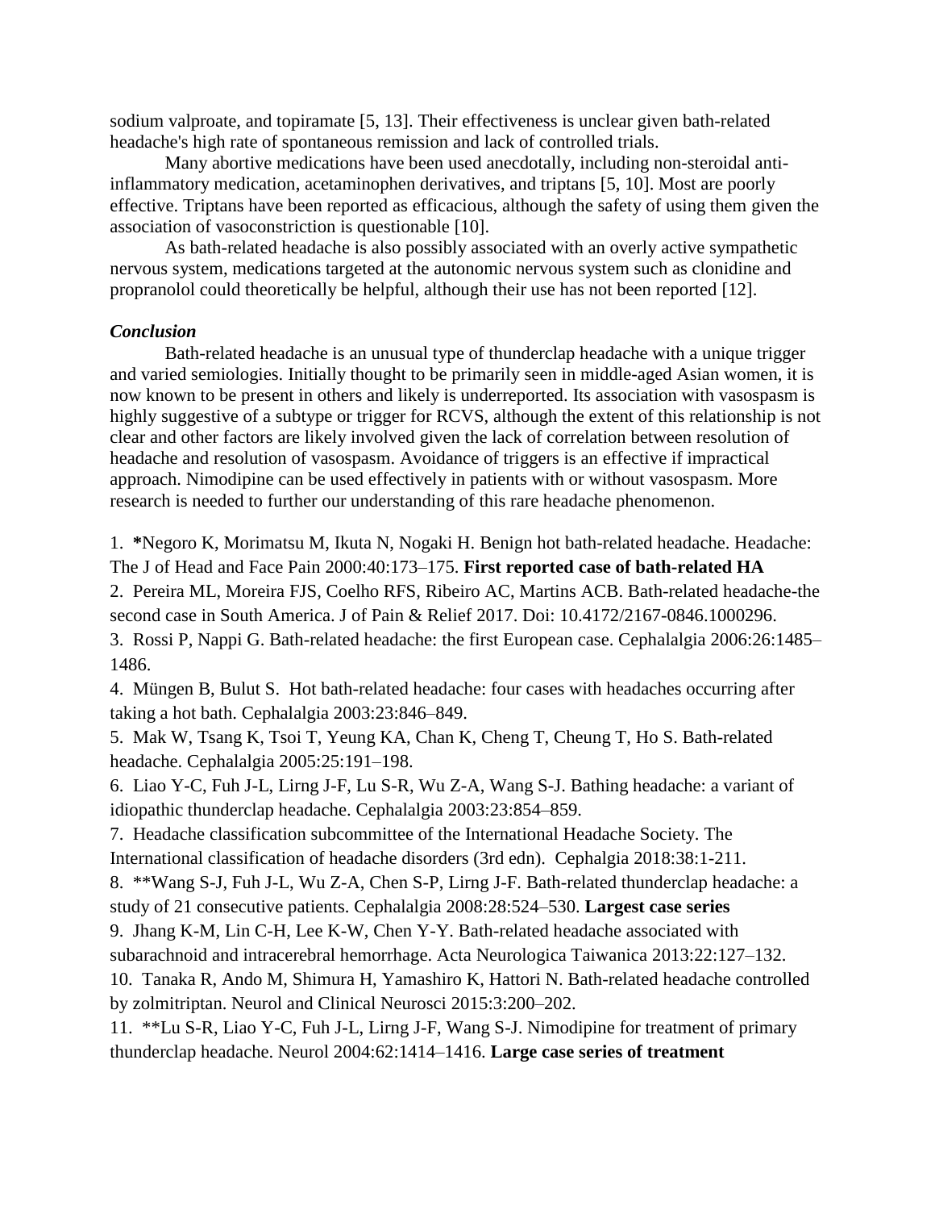sodium valproate, and topiramate [5, 13]. Their effectiveness is unclear given bath-related headache's high rate of spontaneous remission and lack of controlled trials.

Many abortive medications have been used anecdotally, including non-steroidal anti-inflammatory medication, acetaminophen derivatives, and triptans [5, 10]. Most are poorly effective. Triptans have been reported as efficacious, although the safety of using them given the association of vasoconstriction is questionable [10].

As bath-related headache is also possibly associated with an overly active sympathetic nervous system, medications targeted at the autonomic nervous system such as clonidine and propranolol could theoretically be helpful, although their use has not been reported [12].

***Conclusion***

Bath-related headache is an unusual type of thunderclap headache with a unique trigger and varied semiologies. Initially thought to be primarily seen in middle-aged Asian women, it is now known to be present in others and likely is underreported. Its association with vasospasm is highly suggestive of a subtype or trigger for RCVS, although the extent of this relationship is not clear and other factors are likely involved given the lack of correlation between resolution of headache and resolution of vasospasm. Avoidance of triggers is an effective if impractical approach. Nimodipine can be used effectively in patients with or without vasospasm. More research is needed to further our understanding of this rare headache phenomenon.

1. **\***Negoro K, Morimatsu M, Ikuta N, Nogaki H. Benign hot bath-related headache. Headache: The J of Head and Face Pain 2000:40:173–175. **First reported case of bath-related HA**
2. Pereira ML, Moreira FJS, Coelho RFS, Ribeiro AC, Martins ACB. Bath-related headache-the second case in South America. J of Pain & Relief 2017. Doi: 10.4172/2167-0846.1000296.
3. Rossi P, Nappi G. Bath-related headache: the first European case. Cephalalgia 2006:26:1485–1486.
4. Müngen B, Bulut S. Hot bath-related headache: four cases with headaches occurring after taking a hot bath. Cephalalgia 2003:23:846–849.
5. Mak W, Tsang K, Tsoi T, Yeung KA, Chan K, Cheng T, Cheung T, Ho S. Bath-related headache. Cephalalgia 2005:25:191–198.
6. Liao Y-C, Fuh J-L, Lirng J-F, Lu S-R, Wu Z-A, Wang S-J. Bathing headache: a variant of idiopathic thunderclap headache. Cephalalgia 2003:23:854–859.
7. Headache classification subcommittee of the International Headache Society. The International classification of headache disorders (3rd edn). Cephalgia 2018:38:1-211.
8. \*\*Wang S-J, Fuh J-L, Wu Z-A, Chen S-P, Lirng J-F. Bath-related thunderclap headache: a study of 21 consecutive patients. Cephalalgia 2008:28:524–530. **Largest case series**
9. Jhang K-M, Lin C-H, Lee K-W, Chen Y-Y. Bath-related headache associated with subarachnoid and intracerebral hemorrhage. Acta Neurologica Taiwanica 2013:22:127–132.
10. Tanaka R, Ando M, Shimura H, Yamashiro K, Hattori N. Bath-related headache controlled by zolmitriptan. Neurol and Clinical Neurosci 2015:3:200–202.
11. \*\*Lu S-R, Liao Y-C, Fuh J-L, Lirng J-F, Wang S-J. Nimodipine for treatment of primary thunderclap headache. Neurol 2004:62:1414–1416. **Large case series of treatment**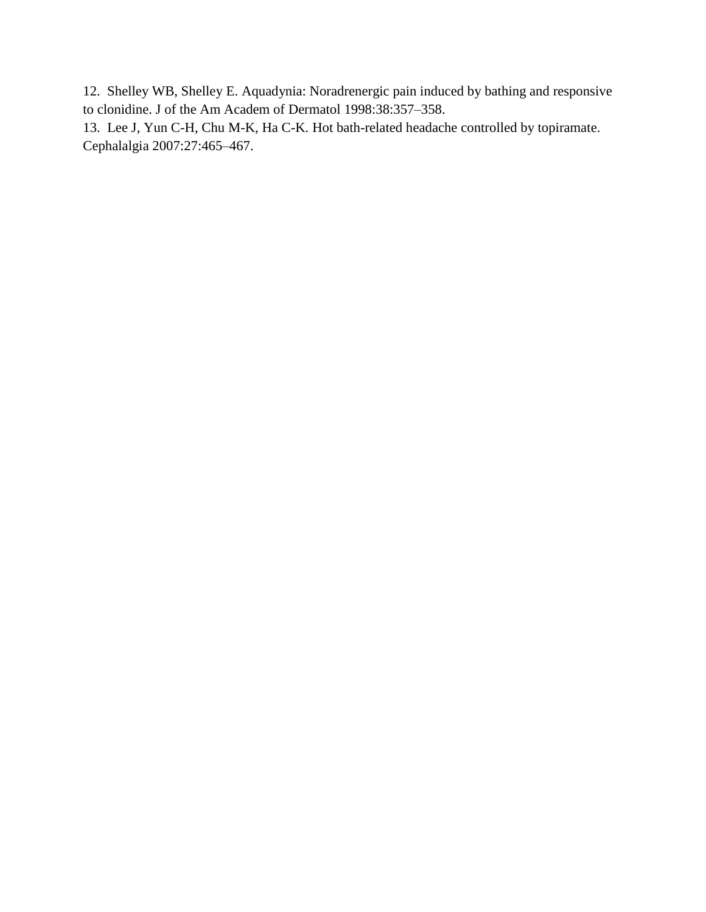12. Shelley WB, Shelley E. Aquadynia: Noradrenergic pain induced by bathing and responsive to clonidine. J of the Am Academ of Dermatol 1998:38:357–358.

13. Lee J, Yun C-H, Chu M-K, Ha C-K. Hot bath-related headache controlled by topiramate. Cephalalgia 2007:27:465–467.